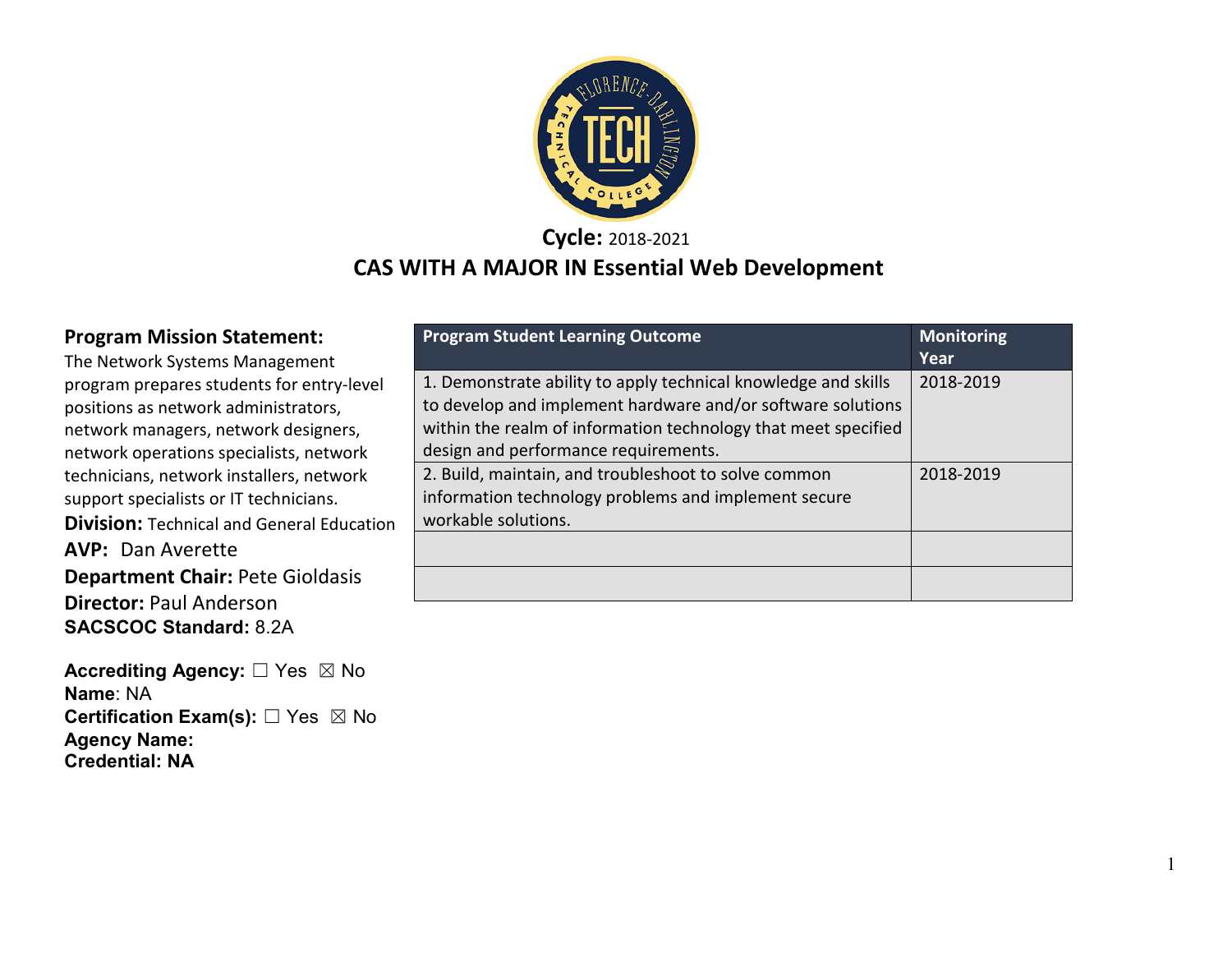**Cycle:** 2018-2021

# CAS WITH A MAJOR IN Essential Web Development

## Program Mission Statement:

The Network Systems Management program prepares students for entry-level positions as network administrators, network managers, network designers, network operations specialists, network technicians, network installers, network support specialists or IT technicians.

**Division:** Technical and General Education

**AVP:** Dan Averette

**Department Chair:** Pete Gioldasis

**Director:** Paul Anderson

**SACSCOC Standard:** 8.2A

**Accrediting Agency:** ☐ Yes ☒ No

**Name**: NA

**Certification Exam(s):** ☐ Yes ☒ No

**Agency Name:**

**Credential: NA**

| Program Student Learning Outcome | Monitoring Year |
|---|---|
| 1. Demonstrate ability to apply technical knowledge and skills to develop and implement hardware and/or software solutions within the realm of information technology that meet specified design and performance requirements. | 2018-2019 |
| 2. Build, maintain, and troubleshoot to solve common information technology problems and implement secure workable solutions. | 2018-2019 |
| | |
| | |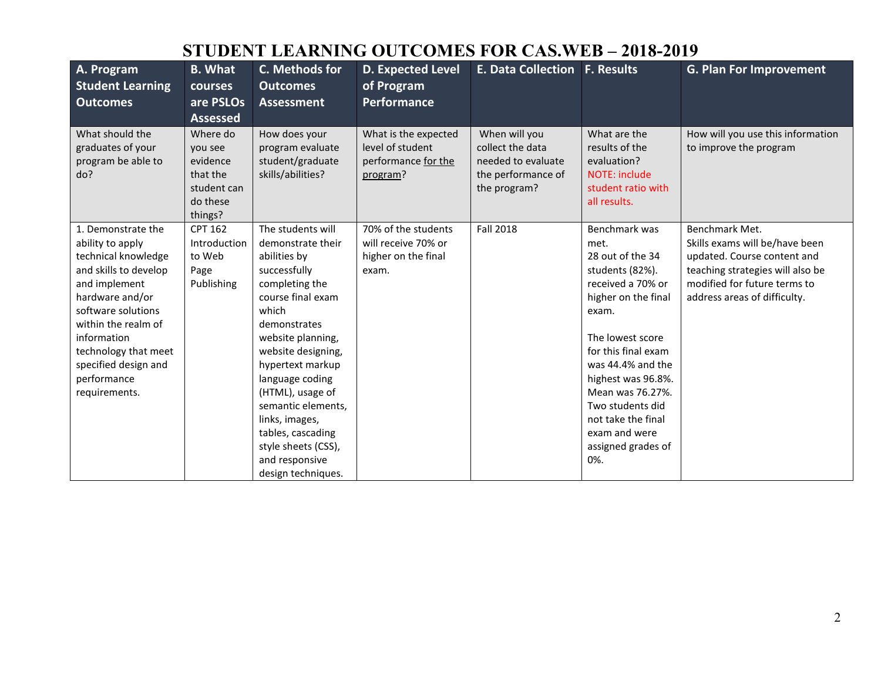# STUDENT LEARNING OUTCOMES FOR CAS.WEB – 2018-2019

| A. Program Student Learning Outcomes | B. What courses are PSLOs Assessed | C. Methods for Outcomes Assessment | D. Expected Level of Program Performance | E. Data Collection | F. Results | G. Plan For Improvement |
|---|---|---|---|---|---|---|
| What should the graduates of your program be able to do? | Where do you see evidence that the student can do these things? | How does your program evaluate student/graduate skills/abilities? | What is the expected level of student performance for the program? | When will you collect the data needed to evaluate the performance of the program? | What are the results of the evaluation? NOTE: include student ratio with all results. | How will you use this information to improve the program |
| 1. Demonstrate the ability to apply technical knowledge and skills to develop and implement hardware and/or software solutions within the realm of information technology that meet specified design and performance requirements. | CPT 162 Introduction to Web Page Publishing | The students will demonstrate their abilities by successfully completing the course final exam which demonstrates website planning, website designing, hypertext markup language coding (HTML), usage of semantic elements, links, images, tables, cascading style sheets (CSS), and responsive design techniques. | 70% of the students will receive 70% or higher on the final exam. | Fall 2018 | Benchmark was met.<br>28 out of the 34 students (82%). received a 70% or higher on the final exam.<br><br>The lowest score for this final exam was 44.4% and the highest was 96.8%. Mean was 76.27%. Two students did not take the final exam and were assigned grades of 0%. | Benchmark Met.<br>Skills exams will be/have been updated. Course content and teaching strategies will also be modified for future terms to address areas of difficulty. |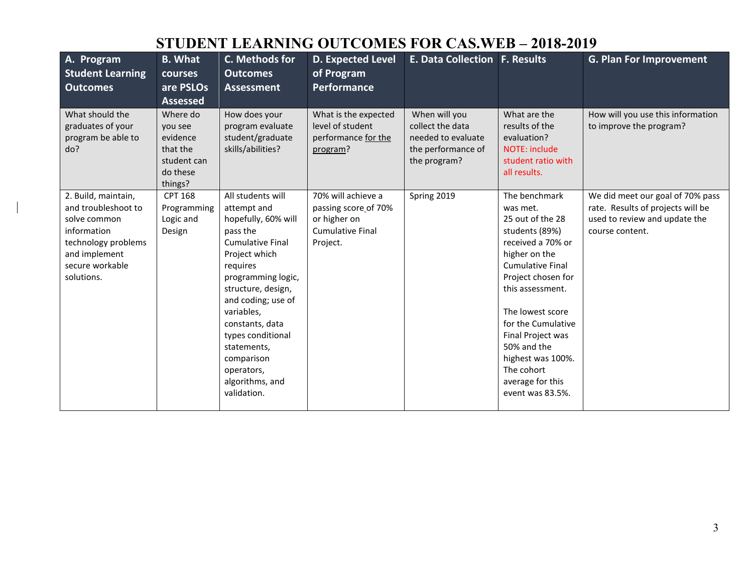# STUDENT LEARNING OUTCOMES FOR CAS.WEB – 2018-2019

| A. Program Student Learning Outcomes | B. What courses are PSLOs Assessed | C. Methods for Outcomes Assessment | D. Expected Level of Program Performance | E. Data Collection | F. Results | G. Plan For Improvement |
|---|---|---|---|---|---|---|
| What should the graduates of your program be able to do? | Where do you see evidence that the student can do these things? | How does your program evaluate student/graduate skills/abilities? | What is the expected level of student performance for the program? | When will you collect the data needed to evaluate the performance of the program? | What are the results of the evaluation? NOTE: include student ratio with all results. | How will you use this information to improve the program? |
| 2. Build, maintain, and troubleshoot to solve common information technology problems and implement secure workable solutions. | CPT 168 Programming Logic and Design | All students will attempt and hopefully, 60% will pass the Cumulative Final Project which requires programming logic, structure, design, and coding; use of variables, constants, data types conditional statements, comparison operators, algorithms, and validation. | 70% will achieve a passing score of 70% or higher on Cumulative Final Project. | Spring 2019 | The benchmark was met. 25 out of the 28 students (89%) received a 70% or higher on the Cumulative Final Project chosen for this assessment. The lowest score for the Cumulative Final Project was 50% and the highest was 100%. The cohort average for this event was 83.5%. | We did meet our goal of 70% pass rate. Results of projects will be used to review and update the course content. |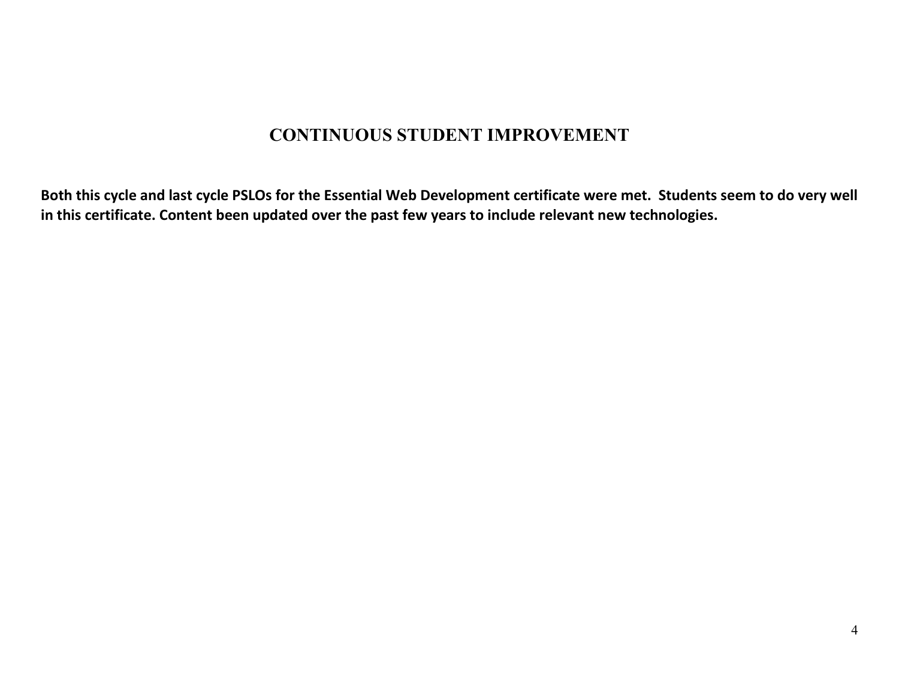## CONTINUOUS STUDENT IMPROVEMENT

**Both this cycle and last cycle PSLOs for the Essential Web Development certificate were met. Students seem to do very well in this certificate. Content been updated over the past few years to include relevant new technologies.**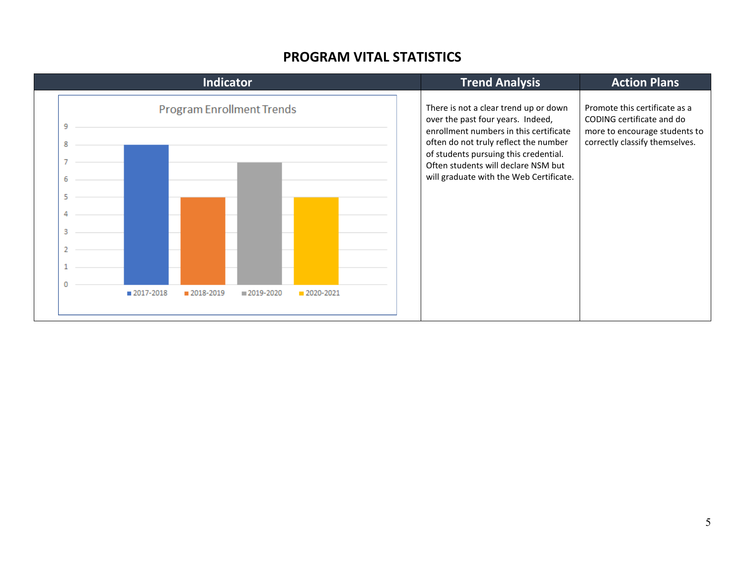## PROGRAM VITAL STATISTICS

| Indicator | Trend Analysis | Action Plans |
|---|---|---|
| **Program Enrollment Trends**<br>2017-2018: 8<br>2018-2019: 5<br>2019-2020: 7<br>2020-2021: 5 | There is not a clear trend up or down over the past four years. Indeed, enrollment numbers in this certificate often do not truly reflect the number of students pursuing this credential. Often students will declare NSM but will graduate with the Web Certificate. | Promote this certificate as a CODING certificate and do more to encourage students to correctly classify themselves. |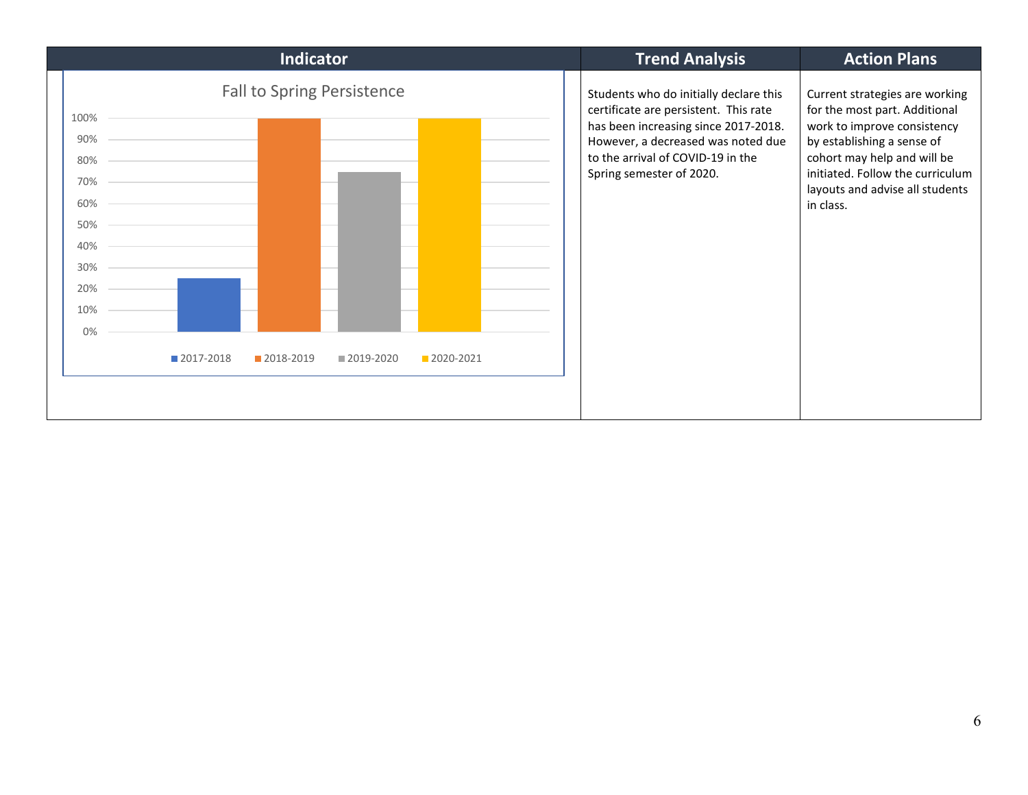| Indicator | Trend Analysis | Action Plans |
|---|---|---|
| Fall to Spring Persistence<br>2017-2018: 25%<br>2018-2019: 100%<br>2019-2020: 75%<br>2020-2021: 100% | Students who do initially declare this certificate are persistent. This rate has been increasing since 2017-2018. However, a decreased was noted due to the arrival of COVID-19 in the Spring semester of 2020. | Current strategies are working for the most part. Additional work to improve consistency by establishing a sense of cohort may help and will be initiated. Follow the curriculum layouts and advise all students in class. |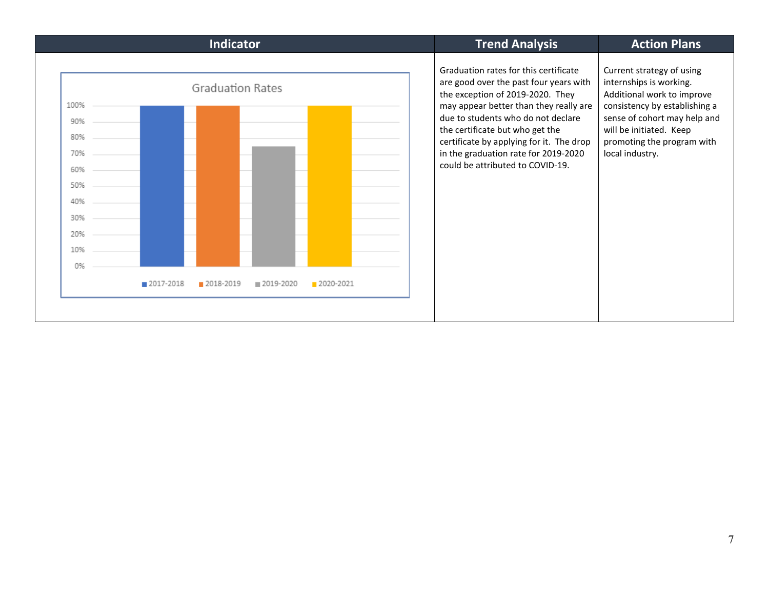| Indicator | Trend Analysis | Action Plans |
| --- | --- | --- |
| Graduation Rates (chart: 2017-2018, 2018-2019, 2019-2020, 2020-2021) | Graduation rates for this certificate are good over the past four years with the exception of 2019-2020. They may appear better than they really are due to students who do not declare the certificate but who get the certificate by applying for it. The drop in the graduation rate for 2019-2020 could be attributed to COVID-19. | Current strategy of using internships is working. Additional work to improve consistency by establishing a sense of cohort may help and will be initiated. Keep promoting the program with local industry. |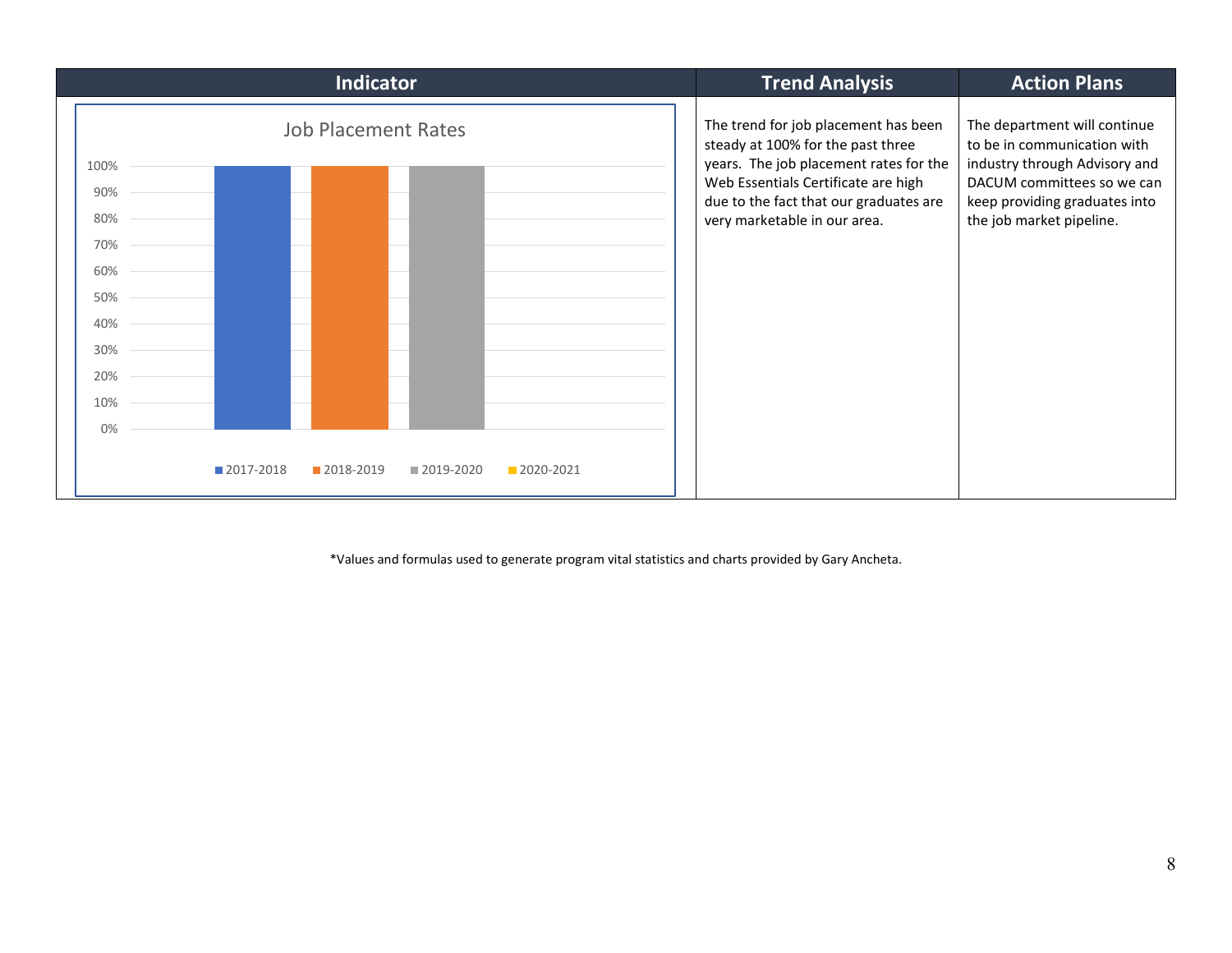| Indicator | Trend Analysis | Action Plans |
| --- | --- | --- |
| Job Placement Rates<br>100%<br>90%<br>80%<br>70%<br>60%<br>50%<br>40%<br>30%<br>20%<br>10%<br>0%<br>2017-2018 2018-2019 2019-2020 2020-2021 | The trend for job placement has been steady at 100% for the past three years. The job placement rates for the Web Essentials Certificate are high due to the fact that our graduates are very marketable in our area. | The department will continue to be in communication with industry through Advisory and DACUM committees so we can keep providing graduates into the job market pipeline. |

*Values and formulas used to generate program vital statistics and charts provided by Gary Ancheta.